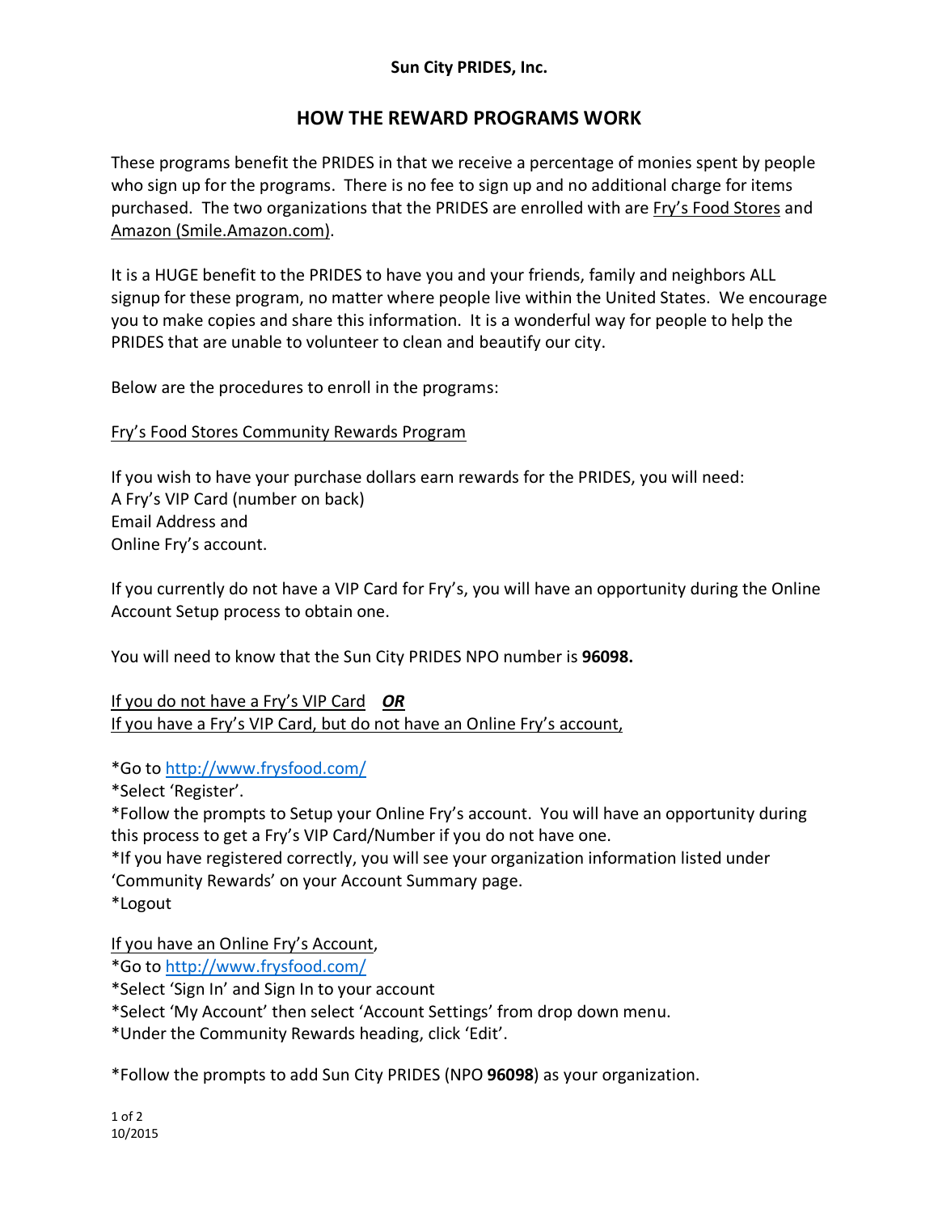**Sun City PRIDES, Inc.**

## HOW THE REWARD PROGRAMS WORK

These programs benefit the PRIDES in that we receive a percentage of monies spent by people who sign up for the programs. There is no fee to sign up and no additional charge for items purchased. The two organizations that the PRIDES are enrolled with are Fry's Food Stores and Amazon (Smile.Amazon.com).

It is a HUGE benefit to the PRIDES to have you and your friends, family and neighbors ALL signup for these program, no matter where people live within the United States. We encourage you to make copies and share this information. It is a wonderful way for people to help the PRIDES that are unable to volunteer to clean and beautify our city.

Below are the procedures to enroll in the programs:

### Fry's Food Stores Community Rewards Program

If you wish to have your purchase dollars earn rewards for the PRIDES, you will need:
A Fry's VIP Card (number on back)
Email Address and
Online Fry's account.

If you currently do not have a VIP Card for Fry's, you will have an opportunity during the Online Account Setup process to obtain one.

You will need to know that the Sun City PRIDES NPO number is **96098.**

If you do not have a Fry's VIP Card ***OR***
If you have a Fry's VIP Card, but do not have an Online Fry's account,

*Go to http://www.frysfood.com/
*Select 'Register'.
*Follow the prompts to Setup your Online Fry's account. You will have an opportunity during this process to get a Fry's VIP Card/Number if you do not have one.
*If you have registered correctly, you will see your organization information listed under 'Community Rewards' on your Account Summary page.
*Logout

If you have an Online Fry's Account,
*Go to http://www.frysfood.com/
*Select 'Sign In' and Sign In to your account
*Select 'My Account' then select 'Account Settings' from drop down menu.
*Under the Community Rewards heading, click 'Edit'.

*Follow the prompts to add Sun City PRIDES (NPO **96098**) as your organization.

10/2015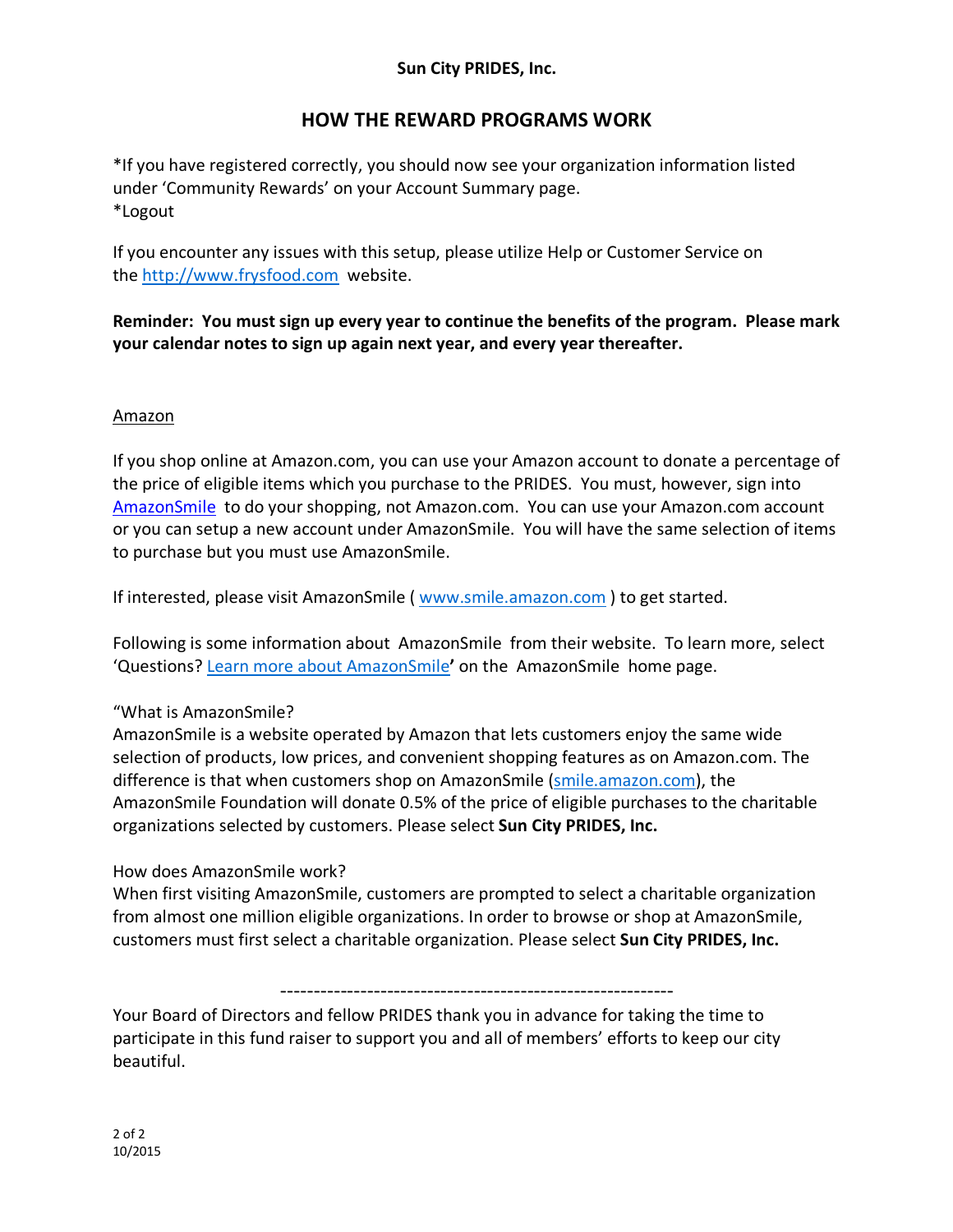**Sun City PRIDES, Inc.**

## HOW THE REWARD PROGRAMS WORK

*If you have registered correctly, you should now see your organization information listed under 'Community Rewards' on your Account Summary page.
*Logout

If you encounter any issues with this setup, please utilize Help or Customer Service on the http://www.frysfood.com website.

**Reminder: You must sign up every year to continue the benefits of the program. Please mark your calendar notes to sign up again next year, and every year thereafter.**

Amazon

If you shop online at Amazon.com, you can use your Amazon account to donate a percentage of the price of eligible items which you purchase to the PRIDES. You must, however, sign into AmazonSmile to do your shopping, not Amazon.com. You can use your Amazon.com account or you can setup a new account under AmazonSmile. You will have the same selection of items to purchase but you must use AmazonSmile.

If interested, please visit AmazonSmile ( www.smile.amazon.com ) to get started.

Following is some information about AmazonSmile from their website. To learn more, select 'Questions? Learn more about AmazonSmile' on the AmazonSmile home page.

"What is AmazonSmile?
AmazonSmile is a website operated by Amazon that lets customers enjoy the same wide selection of products, low prices, and convenient shopping features as on Amazon.com. The difference is that when customers shop on AmazonSmile (smile.amazon.com), the AmazonSmile Foundation will donate 0.5% of the price of eligible purchases to the charitable organizations selected by customers. Please select **Sun City PRIDES, Inc.**

How does AmazonSmile work?
When first visiting AmazonSmile, customers are prompted to select a charitable organization from almost one million eligible organizations. In order to browse or shop at AmazonSmile, customers must first select a charitable organization. Please select **Sun City PRIDES, Inc.**

---

Your Board of Directors and fellow PRIDES thank you in advance for taking the time to participate in this fund raiser to support you and all of members' efforts to keep our city beautiful.

10/2015